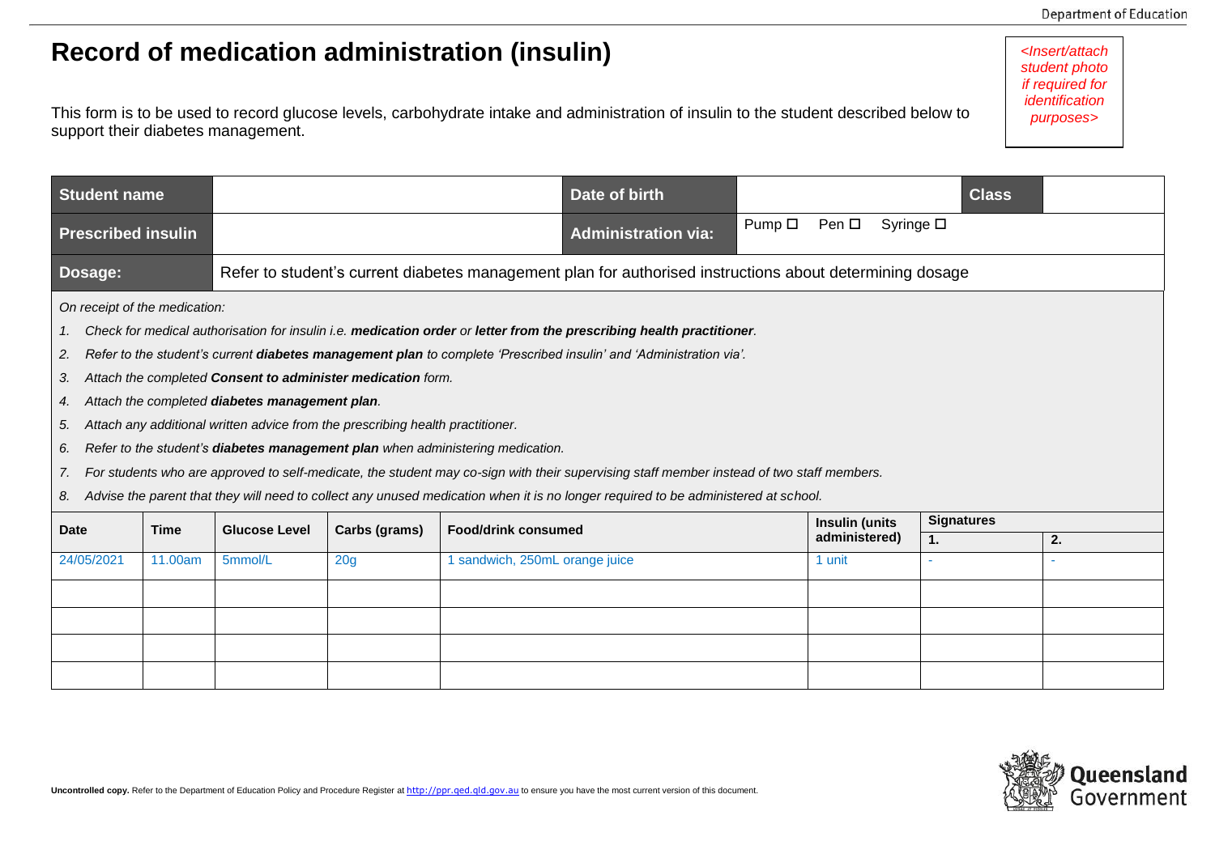# Record of medication administration (insulin)

*<Insert/attach student photo if required for identification purposes>*

This form is to be used to record glucose levels, carbohydrate intake and administration of insulin to the student described below to support their diabetes management.

| **Student name** | | **Date of birth** | | **Class** | |
|---|---|---|---|---|---|
| **Prescribed insulin** | | **Administration via:** | Pump ☐ Pen ☐ Syringe ☐ | | |
| **Dosage:** | Refer to student's current diabetes management plan for authorised instructions about determining dosage | | | | |

*On receipt of the medication:*

1. *Check for medical authorisation for insulin i.e.* ***medication order*** *or* ***letter from the prescribing health practitioner****.*
2. *Refer to the student's current* ***diabetes management plan*** *to complete 'Prescribed insulin' and 'Administration via'.*
3. *Attach the completed* ***Consent to administer medication*** *form.*
4. *Attach the completed* ***diabetes management plan****.*
5. *Attach any additional written advice from the prescribing health practitioner.*
6. *Refer to the student's* ***diabetes management plan*** *when administering medication.*
7. *For students who are approved to self-medicate, the student may co-sign with their supervising staff member instead of two staff members.*
8. *Advise the parent that they will need to collect any unused medication when it is no longer required to be administered at school.*

| Date | Time | Glucose Level | Carbs (grams) | Food/drink consumed | Insulin (units administered) | Signatures | |
|---|---|---|---|---|---|---|---|
| | | | | | | 1. | 2. |
| 24/05/2021 | 11.00am | 5mmol/L | 20g | 1 sandwich, 250mL orange juice | 1 unit | - | - |
| | | | | | | | |
| | | | | | | | |
| | | | | | | | |
| | | | | | | | |

**Uncontrolled copy.** Refer to the Department of Education Policy and Procedure Register at http://ppr.qed.qld.gov.au to ensure you have the most current version of this document.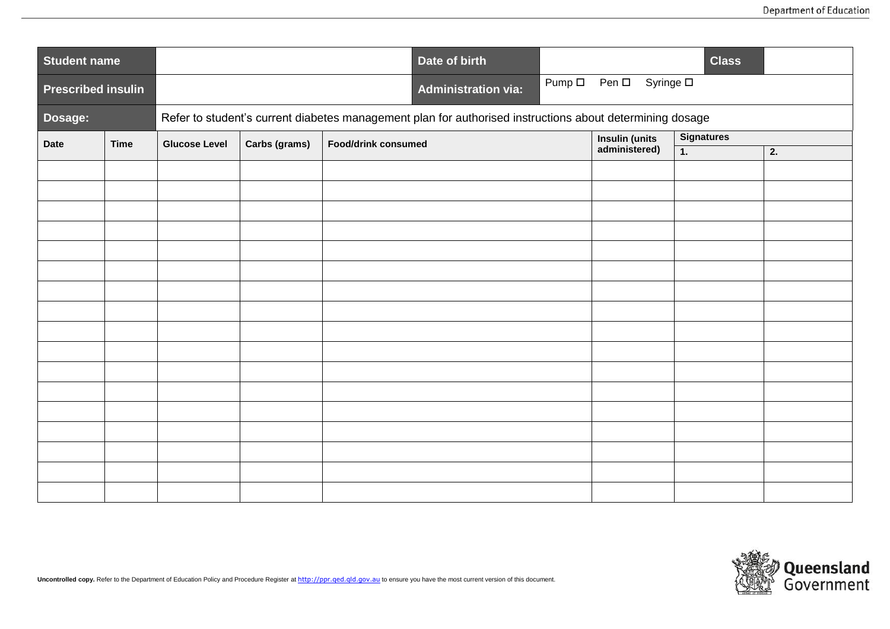| Student name | | Date of birth | | Class | |
|---|---|---|---|---|---|
| Prescribed insulin | | Administration via: | Pump ☐ Pen ☐ Syringe ☐ | | |
| Dosage: | Refer to student's current diabetes management plan for authorised instructions about determining dosage | | | | |

| Date | Time | Glucose Level | Carbs (grams) | Food/drink consumed | Insulin (units administered) | Signatures | |
|---|---|---|---|---|---|---|---|
| | | | | | | 1. | 2. |
| | | | | | | | |
| | | | | | | | |
| | | | | | | | |
| | | | | | | | |
| | | | | | | | |
| | | | | | | | |
| | | | | | | | |
| | | | | | | | |
| | | | | | | | |
| | | | | | | | |
| | | | | | | | |
| | | | | | | | |
| | | | | | | | |
| | | | | | | | |
| | | | | | | | |
| | | | | | | | |
| | | | | | | | |

**Uncontrolled copy.** Refer to the Department of Education Policy and Procedure Register at http://ppr.qed.qld.gov.au to ensure you have the most current version of this document.